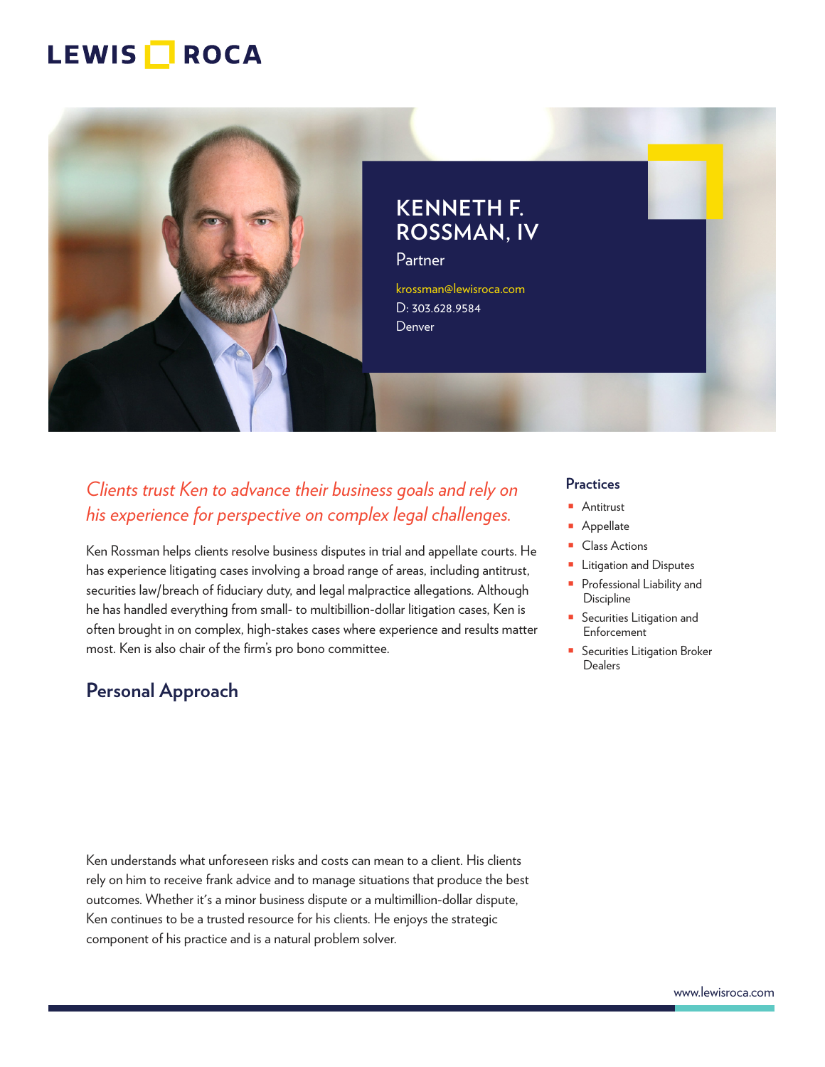LEWIS ROCA

# KENNETH F. ROSSMAN, IV

Partner

krossman@lewisroca.com
D: 303.628.9584
Denver

*Clients trust Ken to advance their business goals and rely on his experience for perspective on complex legal challenges.*

Ken Rossman helps clients resolve business disputes in trial and appellate courts. He has experience litigating cases involving a broad range of areas, including antitrust, securities law/breach of fiduciary duty, and legal malpractice allegations. Although he has handled everything from small- to multibillion-dollar litigation cases, Ken is often brought in on complex, high-stakes cases where experience and results matter most. Ken is also chair of the firm's pro bono committee.

## Personal Approach

Ken understands what unforeseen risks and costs can mean to a client. His clients rely on him to receive frank advice and to manage situations that produce the best outcomes. Whether it's a minor business dispute or a multimillion-dollar dispute, Ken continues to be a trusted resource for his clients. He enjoys the strategic component of his practice and is a natural problem solver.

### Practices

- Antitrust
- Appellate
- Class Actions
- Litigation and Disputes
- Professional Liability and Discipline
- Securities Litigation and Enforcement
- Securities Litigation Broker Dealers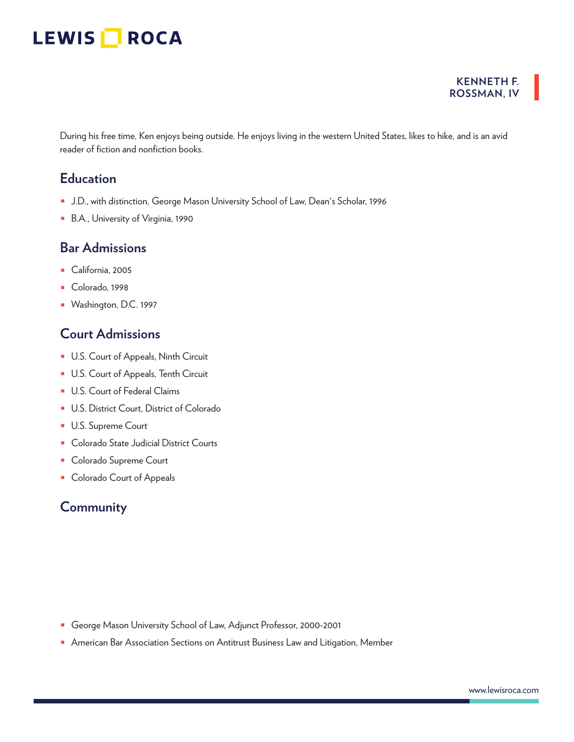During his free time, Ken enjoys being outside. He enjoys living in the western United States, likes to hike, and is an avid reader of fiction and nonfiction books.

## Education

- J.D., with distinction, George Mason University School of Law, Dean's Scholar, 1996
- B.A., University of Virginia, 1990

## Bar Admissions

- California, 2005
- Colorado, 1998
- Washington, D.C. 1997

## Court Admissions

- U.S. Court of Appeals, Ninth Circuit
- U.S. Court of Appeals, Tenth Circuit
- U.S. Court of Federal Claims
- U.S. District Court, District of Colorado
- U.S. Supreme Court
- Colorado State Judicial District Courts
- Colorado Supreme Court
- Colorado Court of Appeals

## Community

- George Mason University School of Law, Adjunct Professor, 2000-2001
- American Bar Association Sections on Antitrust Business Law and Litigation, Member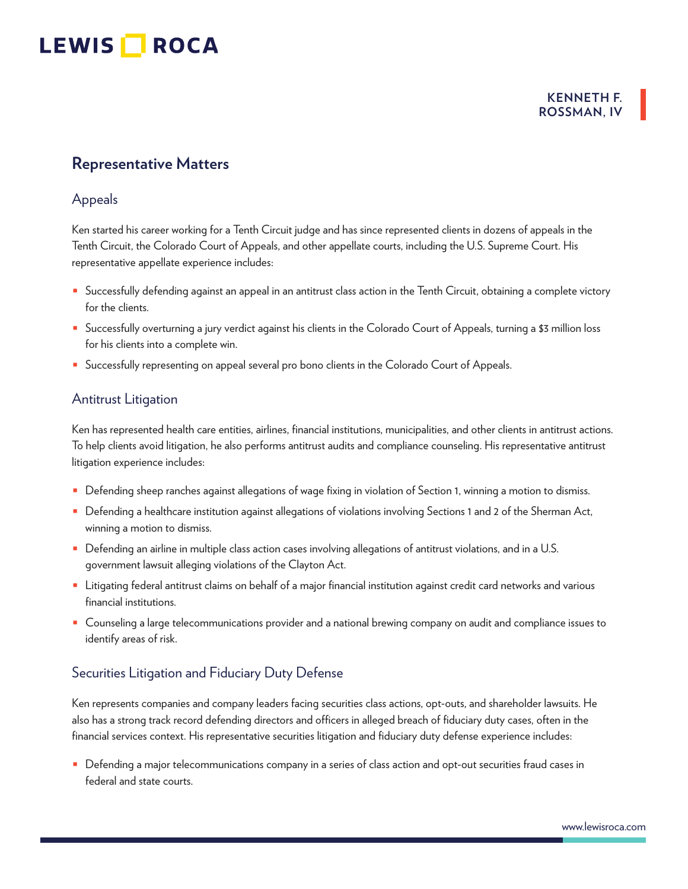## Representative Matters

### Appeals

Ken started his career working for a Tenth Circuit judge and has since represented clients in dozens of appeals in the Tenth Circuit, the Colorado Court of Appeals, and other appellate courts, including the U.S. Supreme Court. His representative appellate experience includes:

- Successfully defending against an appeal in an antitrust class action in the Tenth Circuit, obtaining a complete victory for the clients.
- Successfully overturning a jury verdict against his clients in the Colorado Court of Appeals, turning a $3 million loss for his clients into a complete win.
- Successfully representing on appeal several pro bono clients in the Colorado Court of Appeals.

### Antitrust Litigation

Ken has represented health care entities, airlines, financial institutions, municipalities, and other clients in antitrust actions. To help clients avoid litigation, he also performs antitrust audits and compliance counseling. His representative antitrust litigation experience includes:

- Defending sheep ranches against allegations of wage fixing in violation of Section 1, winning a motion to dismiss.
- Defending a healthcare institution against allegations of violations involving Sections 1 and 2 of the Sherman Act, winning a motion to dismiss.
- Defending an airline in multiple class action cases involving allegations of antitrust violations, and in a U.S. government lawsuit alleging violations of the Clayton Act.
- Litigating federal antitrust claims on behalf of a major financial institution against credit card networks and various financial institutions.
- Counseling a large telecommunications provider and a national brewing company on audit and compliance issues to identify areas of risk.

### Securities Litigation and Fiduciary Duty Defense

Ken represents companies and company leaders facing securities class actions, opt-outs, and shareholder lawsuits. He also has a strong track record defending directors and officers in alleged breach of fiduciary duty cases, often in the financial services context. His representative securities litigation and fiduciary duty defense experience includes:

- Defending a major telecommunications company in a series of class action and opt-out securities fraud cases in federal and state courts.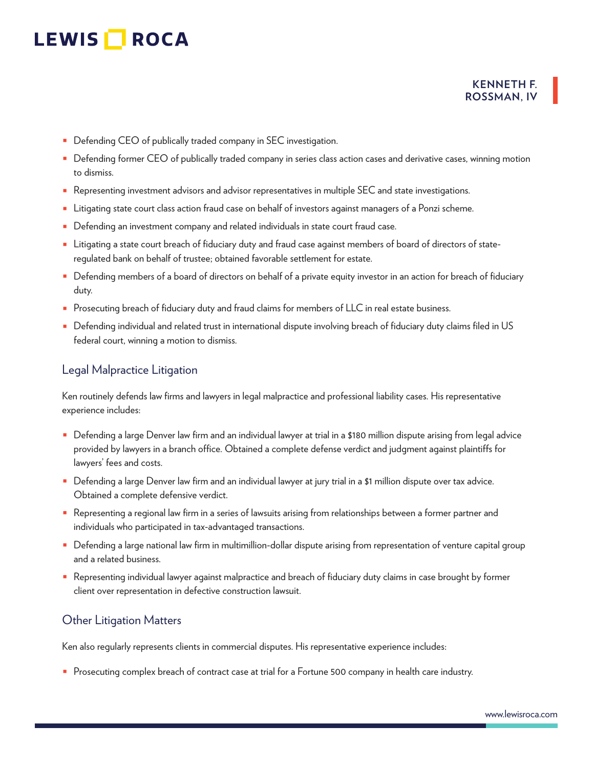- Defending CEO of publically traded company in SEC investigation.
- Defending former CEO of publically traded company in series class action cases and derivative cases, winning motion to dismiss.
- Representing investment advisors and advisor representatives in multiple SEC and state investigations.
- Litigating state court class action fraud case on behalf of investors against managers of a Ponzi scheme.
- Defending an investment company and related individuals in state court fraud case.
- Litigating a state court breach of fiduciary duty and fraud case against members of board of directors of state-regulated bank on behalf of trustee; obtained favorable settlement for estate.
- Defending members of a board of directors on behalf of a private equity investor in an action for breach of fiduciary duty.
- Prosecuting breach of fiduciary duty and fraud claims for members of LLC in real estate business.
- Defending individual and related trust in international dispute involving breach of fiduciary duty claims filed in US federal court, winning a motion to dismiss.

## Legal Malpractice Litigation

Ken routinely defends law firms and lawyers in legal malpractice and professional liability cases. His representative experience includes:

- Defending a large Denver law firm and an individual lawyer at trial in a $180 million dispute arising from legal advice provided by lawyers in a branch office. Obtained a complete defense verdict and judgment against plaintiffs for lawyers' fees and costs.
- Defending a large Denver law firm and an individual lawyer at jury trial in a $1 million dispute over tax advice. Obtained a complete defensive verdict.
- Representing a regional law firm in a series of lawsuits arising from relationships between a former partner and individuals who participated in tax-advantaged transactions.
- Defending a large national law firm in multimillion-dollar dispute arising from representation of venture capital group and a related business.
- Representing individual lawyer against malpractice and breach of fiduciary duty claims in case brought by former client over representation in defective construction lawsuit.

## Other Litigation Matters

Ken also regularly represents clients in commercial disputes. His representative experience includes:

- Prosecuting complex breach of contract case at trial for a Fortune 500 company in health care industry.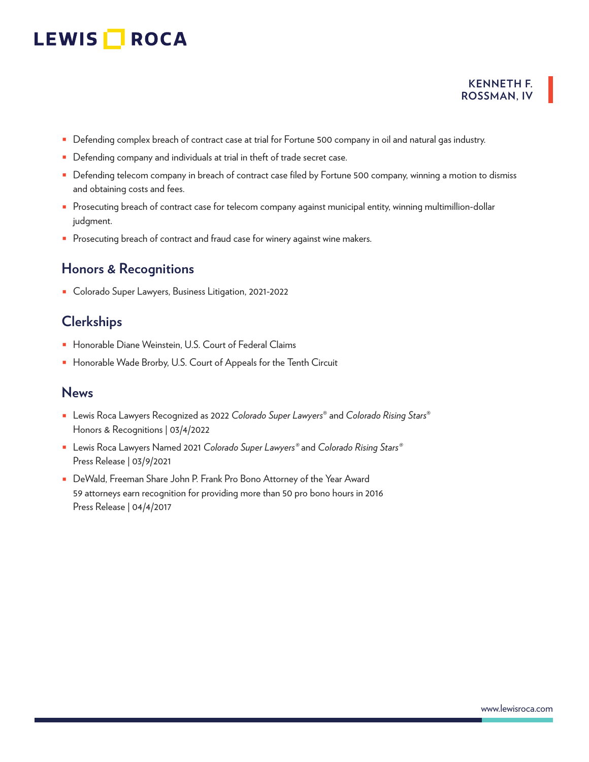- Defending complex breach of contract case at trial for Fortune 500 company in oil and natural gas industry.
- Defending company and individuals at trial in theft of trade secret case.
- Defending telecom company in breach of contract case filed by Fortune 500 company, winning a motion to dismiss and obtaining costs and fees.
- Prosecuting breach of contract case for telecom company against municipal entity, winning multimillion-dollar judgment.
- Prosecuting breach of contract and fraud case for winery against wine makers.

## Honors & Recognitions

- Colorado Super Lawyers, Business Litigation, 2021-2022

## Clerkships

- Honorable Diane Weinstein, U.S. Court of Federal Claims
- Honorable Wade Brorby, U.S. Court of Appeals for the Tenth Circuit

## News

- Lewis Roca Lawyers Recognized as 2022 *Colorado Super Lawyers®* and *Colorado Rising Stars®*
  Honors & Recognitions | 03/4/2022
- Lewis Roca Lawyers Named 2021 *Colorado Super Lawyers®* and *Colorado Rising Stars®*
  Press Release | 03/9/2021
- DeWald, Freeman Share John P. Frank Pro Bono Attorney of the Year Award
  59 attorneys earn recognition for providing more than 50 pro bono hours in 2016
  Press Release | 04/4/2017